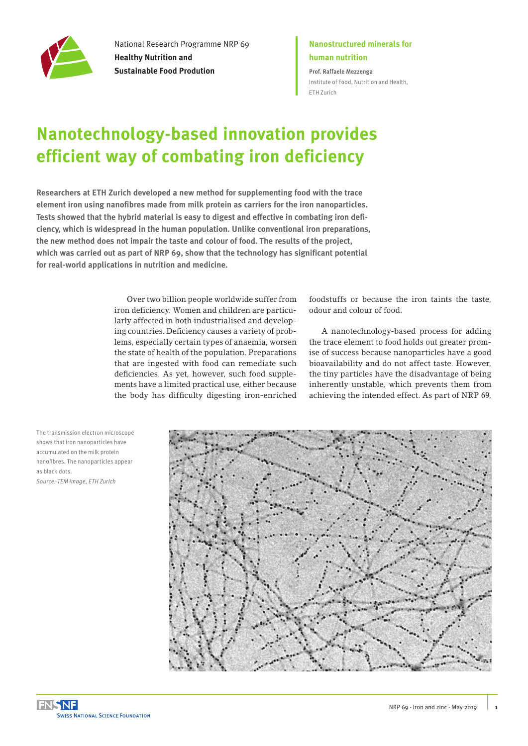National Research Programme NRP 69
**Healthy Nutrition and Sustainable Food Prodution**

**Nanostructured minerals for human nutrition**

**Prof. Raffaele Mezzenga**
Institute of Food, Nutrition and Health, ETH Zurich

# Nanotechnology-based innovation provides efficient way of combating iron deficiency

**Researchers at ETH Zurich developed a new method for supplementing food with the trace element iron using nanofibres made from milk protein as carriers for the iron nanoparticles. Tests showed that the hybrid material is easy to digest and effective in combating iron deficiency, which is widespread in the human population. Unlike conventional iron preparations, the new method does not impair the taste and colour of food. The results of the project, which was carried out as part of NRP 69, show that the technology has significant potential for real-world applications in nutrition and medicine.**

Over two billion people worldwide suffer from iron deficiency. Women and children are particularly affected in both industrialised and developing countries. Deficiency causes a variety of problems, especially certain types of anaemia, worsen the state of health of the population. Preparations that are ingested with food can remediate such deficiencies. As yet, however, such food supplements have a limited practical use, either because the body has difficulty digesting iron-enriched foodstuffs or because the iron taints the taste, odour and colour of food.

A nanotechnology-based process for adding the trace element to food holds out greater promise of success because nanoparticles have a good bioavailability and do not affect taste. However, the tiny particles have the disadvantage of being inherently unstable, which prevents them from achieving the intended effect. As part of NRP 69,

The transmission electron microscope shows that iron nanoparticles have accumulated on the milk protein nanofibres. The nanoparticles appear as black dots.
*Source: TEM image, ETH Zurich*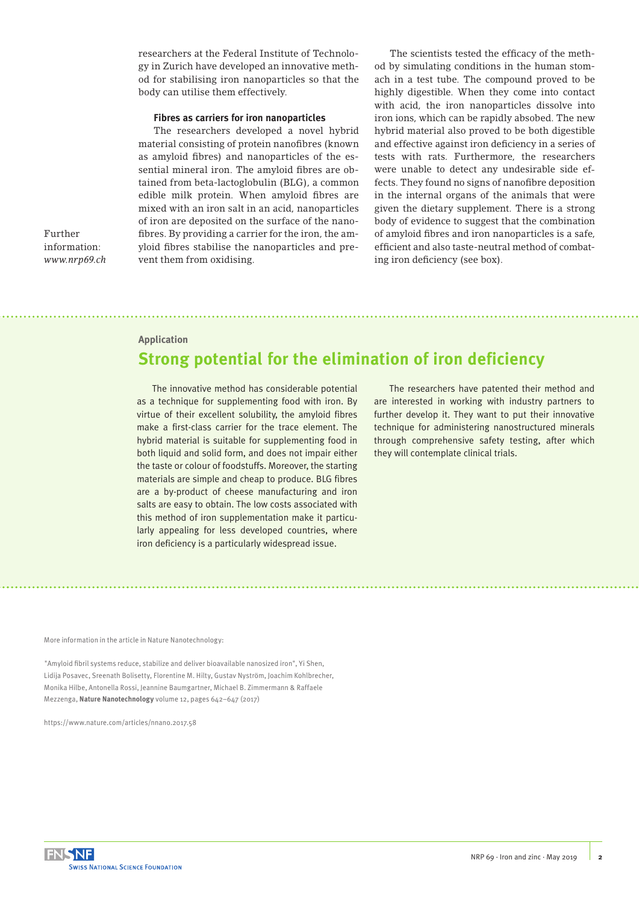researchers at the Federal Institute of Technology in Zurich have developed an innovative method for stabilising iron nanoparticles so that the body can utilise them effectively.

### Fibres as carriers for iron nanoparticles

The researchers developed a novel hybrid material consisting of protein nanofibres (known as amyloid fibres) and nanoparticles of the essential mineral iron. The amyloid fibres are obtained from beta-lactoglobulin (BLG), a common edible milk protein. When amyloid fibres are mixed with an iron salt in an acid, nanoparticles of iron are deposited on the surface of the nanofibres. By providing a carrier for the iron, the amyloid fibres stabilise the nanoparticles and prevent them from oxidising.

Further information: *www.nrp69.ch*

The scientists tested the efficacy of the method by simulating conditions in the human stomach in a test tube. The compound proved to be highly digestible. When they come into contact with acid, the iron nanoparticles dissolve into iron ions, which can be rapidly absobed. The new hybrid material also proved to be both digestible and effective against iron deficiency in a series of tests with rats. Furthermore, the researchers were unable to detect any undesirable side effects. They found no signs of nanofibre deposition in the internal organs of the animals that were given the dietary supplement. There is a strong body of evidence to suggest that the combination of amyloid fibres and iron nanoparticles is a safe, efficient and also taste-neutral method of combating iron deficiency (see box).

**Application**

## Strong potential for the elimination of iron deficiency

The innovative method has considerable potential as a technique for supplementing food with iron. By virtue of their excellent solubility, the amyloid fibres make a first-class carrier for the trace element. The hybrid material is suitable for supplementing food in both liquid and solid form, and does not impair either the taste or colour of foodstuffs. Moreover, the starting materials are simple and cheap to produce. BLG fibres are a by-product of cheese manufacturing and iron salts are easy to obtain. The low costs associated with this method of iron supplementation make it particularly appealing for less developed countries, where iron deficiency is a particularly widespread issue.

The researchers have patented their method and are interested in working with industry partners to further develop it. They want to put their innovative technique for administering nanostructured minerals through comprehensive safety testing, after which they will contemplate clinical trials.

More information in the article in Nature Nanotechnology:

"Amyloid fibril systems reduce, stabilize and deliver bioavailable nanosized iron", Yi Shen, Lidija Posavec, Sreenath Bolisetty, Florentine M. Hilty, Gustav Nyström, Joachim Kohlbrecher, Monika Hilbe, Antonella Rossi, Jeannine Baumgartner, Michael B. Zimmermann & Raffaele Mezzenga, **Nature Nanotechnology** volume 12, pages 642–647 (2017)

https://www.nature.com/articles/nnano.2017.58